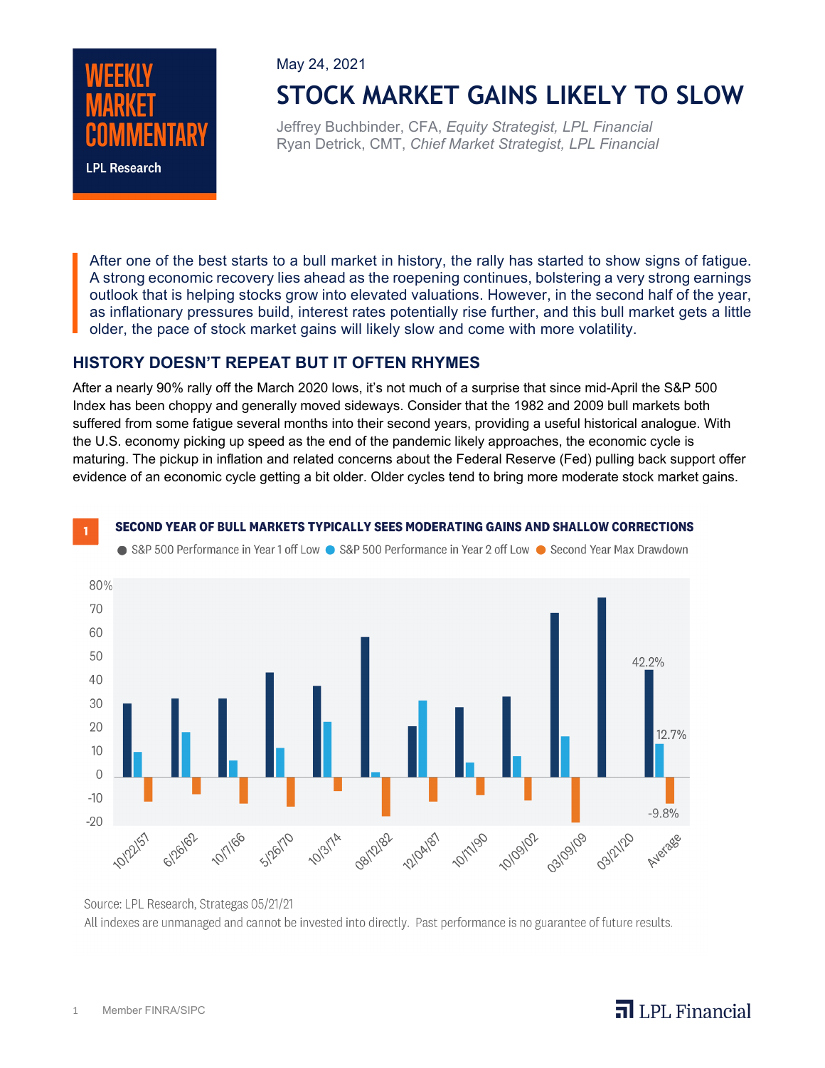WEEKLY MARKET COMMENTARY

LPL Research

May 24, 2021

# STOCK MARKET GAINS LIKELY TO SLOW

Jeffrey Buchbinder, CFA, *Equity Strategist, LPL Financial*
Ryan Detrick, CMT, *Chief Market Strategist, LPL Financial*

After one of the best starts to a bull market in history, the rally has started to show signs of fatigue. A strong economic recovery lies ahead as the roepening continues, bolstering a very strong earnings outlook that is helping stocks grow into elevated valuations. However, in the second half of the year, as inflationary pressures build, interest rates potentially rise further, and this bull market gets a little older, the pace of stock market gains will likely slow and come with more volatility.

## HISTORY DOESN'T REPEAT BUT IT OFTEN RHYMES

After a nearly 90% rally off the March 2020 lows, it's not much of a surprise that since mid-April the S&P 500 Index has been choppy and generally moved sideways. Consider that the 1982 and 2009 bull markets both suffered from some fatigue several months into their second years, providing a useful historical analogue. With the U.S. economy picking up speed as the end of the pandemic likely approaches, the economic cycle is maturing. The pickup in inflation and related concerns about the Federal Reserve (Fed) pulling back support offer evidence of an economic cycle getting a bit older. Older cycles tend to bring more moderate stock market gains.

**1 SECOND YEAR OF BULL MARKETS TYPICALLY SEES MODERATING GAINS AND SHALLOW CORRECTIONS**

Legend: S&P 500 Performance in Year 1 off Low; S&P 500 Performance in Year 2 off Low; Second Year Max Drawdown

Bull market start dates: 10/22/57, 6/26/62, 10/7/66, 5/26/70, 10/3/74, 08/12/82, 12/04/87, 10/11/90, 10/09/02, 03/09/09, 03/21/20, Average

Average: 42.2% (Year 1), 12.7% (Year 2), -9.8% (Second Year Max Drawdown)

Source: LPL Research, Strategas 05/21/21

All indexes are unmanaged and cannot be invested into directly. Past performance is no guarantee of future results.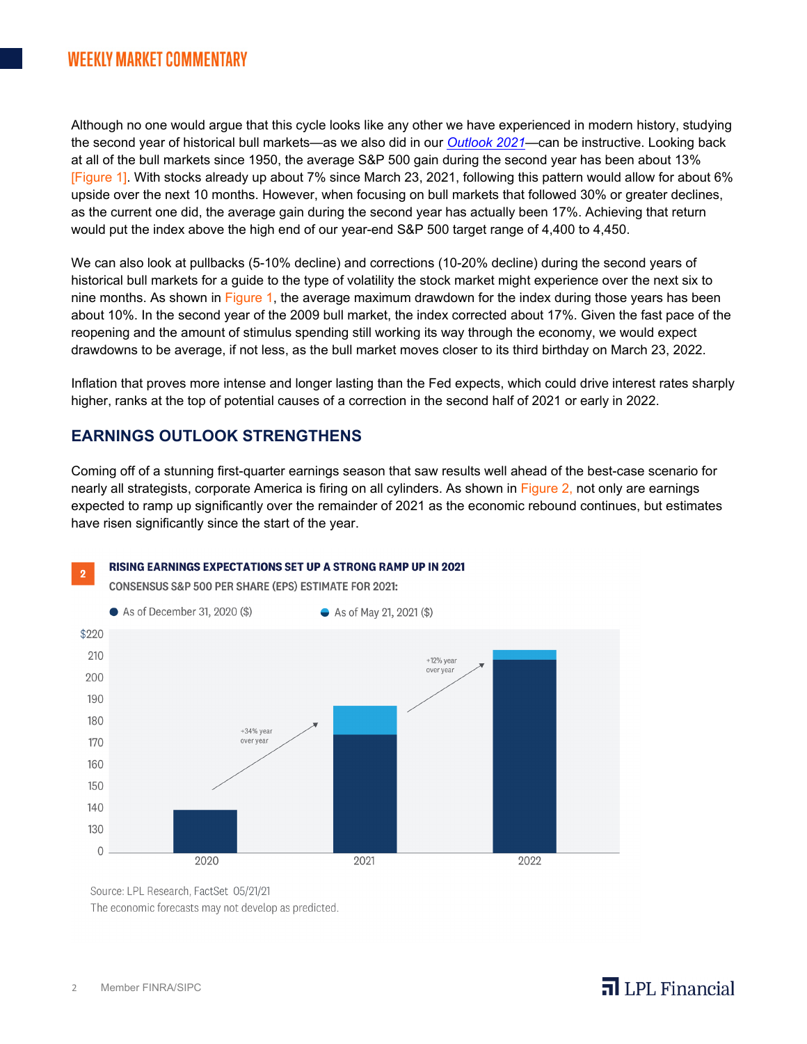Although no one would argue that this cycle looks like any other we have experienced in modern history, studying the second year of historical bull markets—as we also did in our *Outlook 2021*—can be instructive. Looking back at all of the bull markets since 1950, the average S&P 500 gain during the second year has been about 13% [Figure 1]. With stocks already up about 7% since March 23, 2021, following this pattern would allow for about 6% upside over the next 10 months. However, when focusing on bull markets that followed 30% or greater declines, as the current one did, the average gain during the second year has actually been 17%. Achieving that return would put the index above the high end of our year-end S&P 500 target range of 4,400 to 4,450.

We can also look at pullbacks (5-10% decline) and corrections (10-20% decline) during the second years of historical bull markets for a guide to the type of volatility the stock market might experience over the next six to nine months. As shown in Figure 1, the average maximum drawdown for the index during those years has been about 10%. In the second year of the 2009 bull market, the index corrected about 17%. Given the fast pace of the reopening and the amount of stimulus spending still working its way through the economy, we would expect drawdowns to be average, if not less, as the bull market moves closer to its third birthday on March 23, 2022.

Inflation that proves more intense and longer lasting than the Fed expects, which could drive interest rates sharply higher, ranks at the top of potential causes of a correction in the second half of 2021 or early in 2022.

## EARNINGS OUTLOOK STRENGTHENS

Coming off of a stunning first-quarter earnings season that saw results well ahead of the best-case scenario for nearly all strategists, corporate America is firing on all cylinders. As shown in Figure 2, not only are earnings expected to ramp up significantly over the remainder of 2021 as the economic rebound continues, but estimates have risen significantly since the start of the year.

**2 RISING EARNINGS EXPECTATIONS SET UP A STRONG RAMP UP IN 2021**

**CONSENSUS S&P 500 PER SHARE (EPS) ESTIMATE FOR 2021:**

Legend: As of December 31, 2020 ($); As of May 21, 2021 ($)

Annotations: +34% year over year (2020 to 2021); +12% year over year (2021 to 2022)

Source: LPL Research, FactSet 05/21/21

The economic forecasts may not develop as predicted.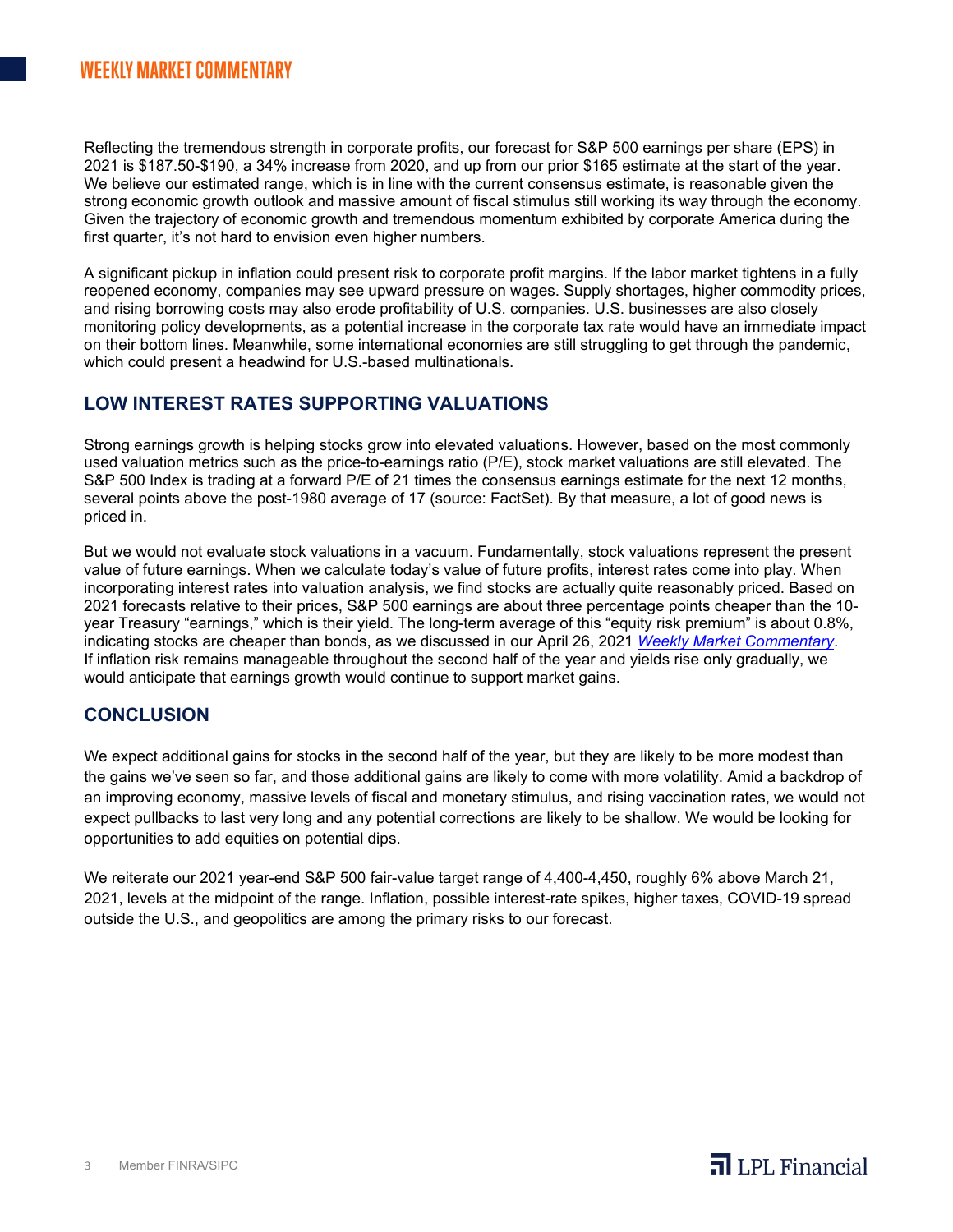Reflecting the tremendous strength in corporate profits, our forecast for S&P 500 earnings per share (EPS) in 2021 is $187.50-$190, a 34% increase from 2020, and up from our prior $165 estimate at the start of the year. We believe our estimated range, which is in line with the current consensus estimate, is reasonable given the strong economic growth outlook and massive amount of fiscal stimulus still working its way through the economy. Given the trajectory of economic growth and tremendous momentum exhibited by corporate America during the first quarter, it's not hard to envision even higher numbers.

A significant pickup in inflation could present risk to corporate profit margins. If the labor market tightens in a fully reopened economy, companies may see upward pressure on wages. Supply shortages, higher commodity prices, and rising borrowing costs may also erode profitability of U.S. companies. U.S. businesses are also closely monitoring policy developments, as a potential increase in the corporate tax rate would have an immediate impact on their bottom lines. Meanwhile, some international economies are still struggling to get through the pandemic, which could present a headwind for U.S.-based multinationals.

## LOW INTEREST RATES SUPPORTING VALUATIONS

Strong earnings growth is helping stocks grow into elevated valuations. However, based on the most commonly used valuation metrics such as the price-to-earnings ratio (P/E), stock market valuations are still elevated. The S&P 500 Index is trading at a forward P/E of 21 times the consensus earnings estimate for the next 12 months, several points above the post-1980 average of 17 (source: FactSet). By that measure, a lot of good news is priced in.

But we would not evaluate stock valuations in a vacuum. Fundamentally, stock valuations represent the present value of future earnings. When we calculate today's value of future profits, interest rates come into play. When incorporating interest rates into valuation analysis, we find stocks are actually quite reasonably priced. Based on 2021 forecasts relative to their prices, S&P 500 earnings are about three percentage points cheaper than the 10-year Treasury "earnings," which is their yield. The long-term average of this "equity risk premium" is about 0.8%, indicating stocks are cheaper than bonds, as we discussed in our April 26, 2021 *Weekly Market Commentary*. If inflation risk remains manageable throughout the second half of the year and yields rise only gradually, we would anticipate that earnings growth would continue to support market gains.

## CONCLUSION

We expect additional gains for stocks in the second half of the year, but they are likely to be more modest than the gains we've seen so far, and those additional gains are likely to come with more volatility. Amid a backdrop of an improving economy, massive levels of fiscal and monetary stimulus, and rising vaccination rates, we would not expect pullbacks to last very long and any potential corrections are likely to be shallow. We would be looking for opportunities to add equities on potential dips.

We reiterate our 2021 year-end S&P 500 fair-value target range of 4,400-4,450, roughly 6% above March 21, 2021, levels at the midpoint of the range. Inflation, possible interest-rate spikes, higher taxes, COVID-19 spread outside the U.S., and geopolitics are among the primary risks to our forecast.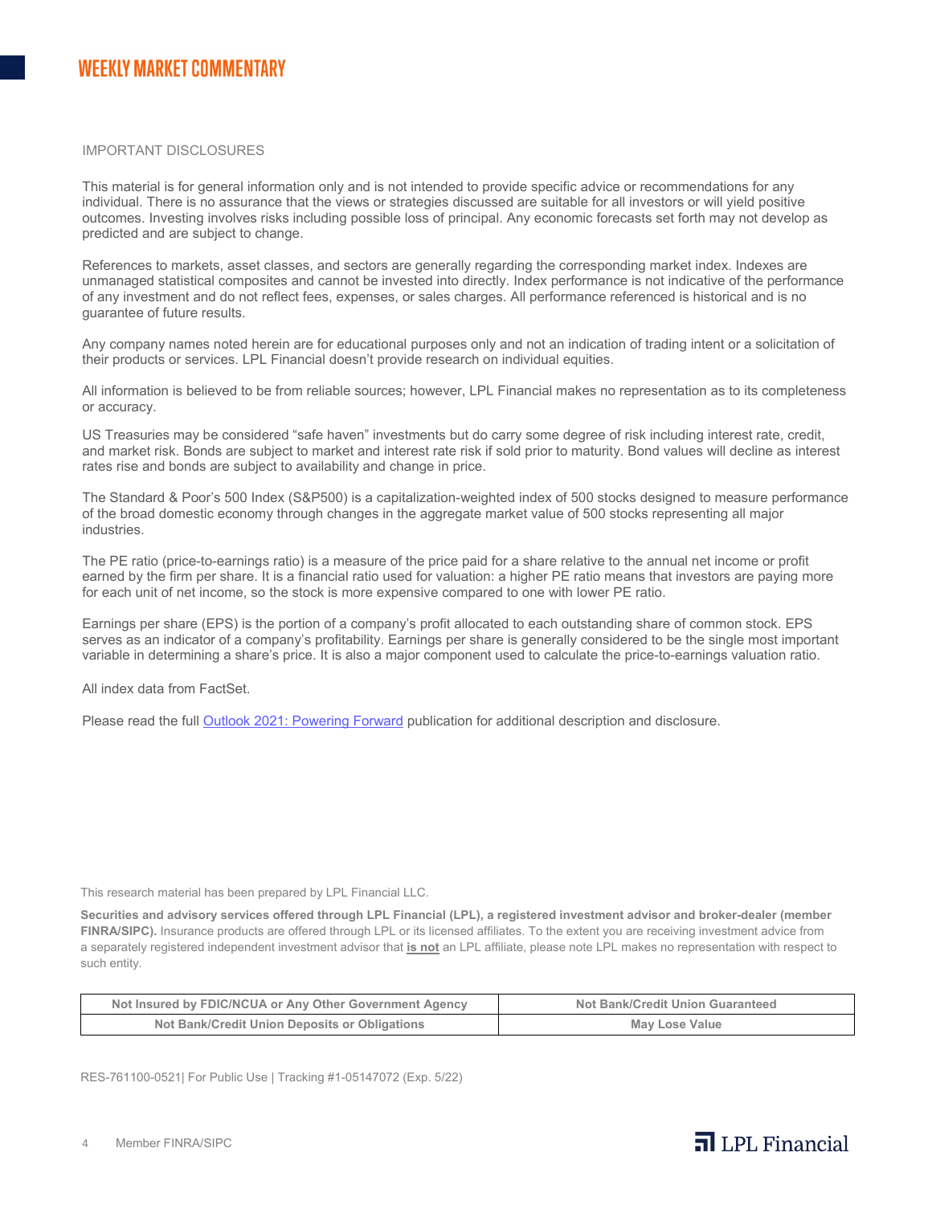IMPORTANT DISCLOSURES

This material is for general information only and is not intended to provide specific advice or recommendations for any individual. There is no assurance that the views or strategies discussed are suitable for all investors or will yield positive outcomes. Investing involves risks including possible loss of principal. Any economic forecasts set forth may not develop as predicted and are subject to change.

References to markets, asset classes, and sectors are generally regarding the corresponding market index. Indexes are unmanaged statistical composites and cannot be invested into directly. Index performance is not indicative of the performance of any investment and do not reflect fees, expenses, or sales charges. All performance referenced is historical and is no guarantee of future results.

Any company names noted herein are for educational purposes only and not an indication of trading intent or a solicitation of their products or services. LPL Financial doesn't provide research on individual equities.

All information is believed to be from reliable sources; however, LPL Financial makes no representation as to its completeness or accuracy.

US Treasuries may be considered "safe haven" investments but do carry some degree of risk including interest rate, credit, and market risk. Bonds are subject to market and interest rate risk if sold prior to maturity. Bond values will decline as interest rates rise and bonds are subject to availability and change in price.

The Standard & Poor's 500 Index (S&P500) is a capitalization-weighted index of 500 stocks designed to measure performance of the broad domestic economy through changes in the aggregate market value of 500 stocks representing all major industries.

The PE ratio (price-to-earnings ratio) is a measure of the price paid for a share relative to the annual net income or profit earned by the firm per share. It is a financial ratio used for valuation: a higher PE ratio means that investors are paying more for each unit of net income, so the stock is more expensive compared to one with lower PE ratio.

Earnings per share (EPS) is the portion of a company's profit allocated to each outstanding share of common stock. EPS serves as an indicator of a company's profitability. Earnings per share is generally considered to be the single most important variable in determining a share's price. It is also a major component used to calculate the price-to-earnings valuation ratio.

All index data from FactSet.

Please read the full Outlook 2021: Powering Forward publication for additional description and disclosure.

This research material has been prepared by LPL Financial LLC.

**Securities and advisory services offered through LPL Financial (LPL), a registered investment advisor and broker-dealer (member FINRA/SIPC).** Insurance products are offered through LPL or its licensed affiliates. To the extent you are receiving investment advice from a separately registered independent investment advisor that **is not** an LPL affiliate, please note LPL makes no representation with respect to such entity.

| | |
|---|---|
| Not Insured by FDIC/NCUA or Any Other Government Agency | Not Bank/Credit Union Guaranteed |
| Not Bank/Credit Union Deposits or Obligations | May Lose Value |

RES-761100-0521| For Public Use | Tracking #1-05147072 (Exp. 5/22)